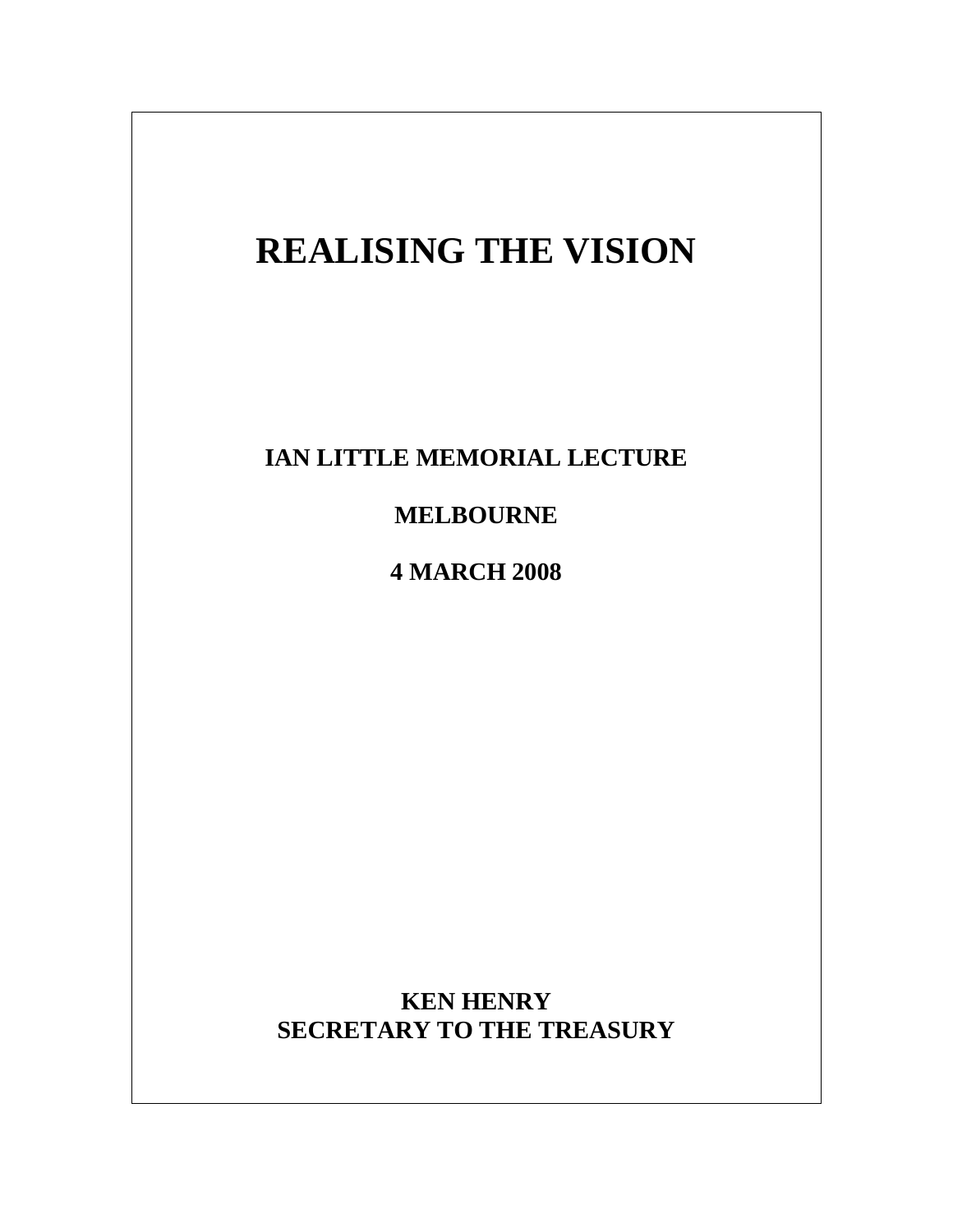# REALISING THE VISION

**IAN LITTLE MEMORIAL LECTURE**

**MELBOURNE**

**4 MARCH 2008**

**KEN HENRY**
**SECRETARY TO THE TREASURY**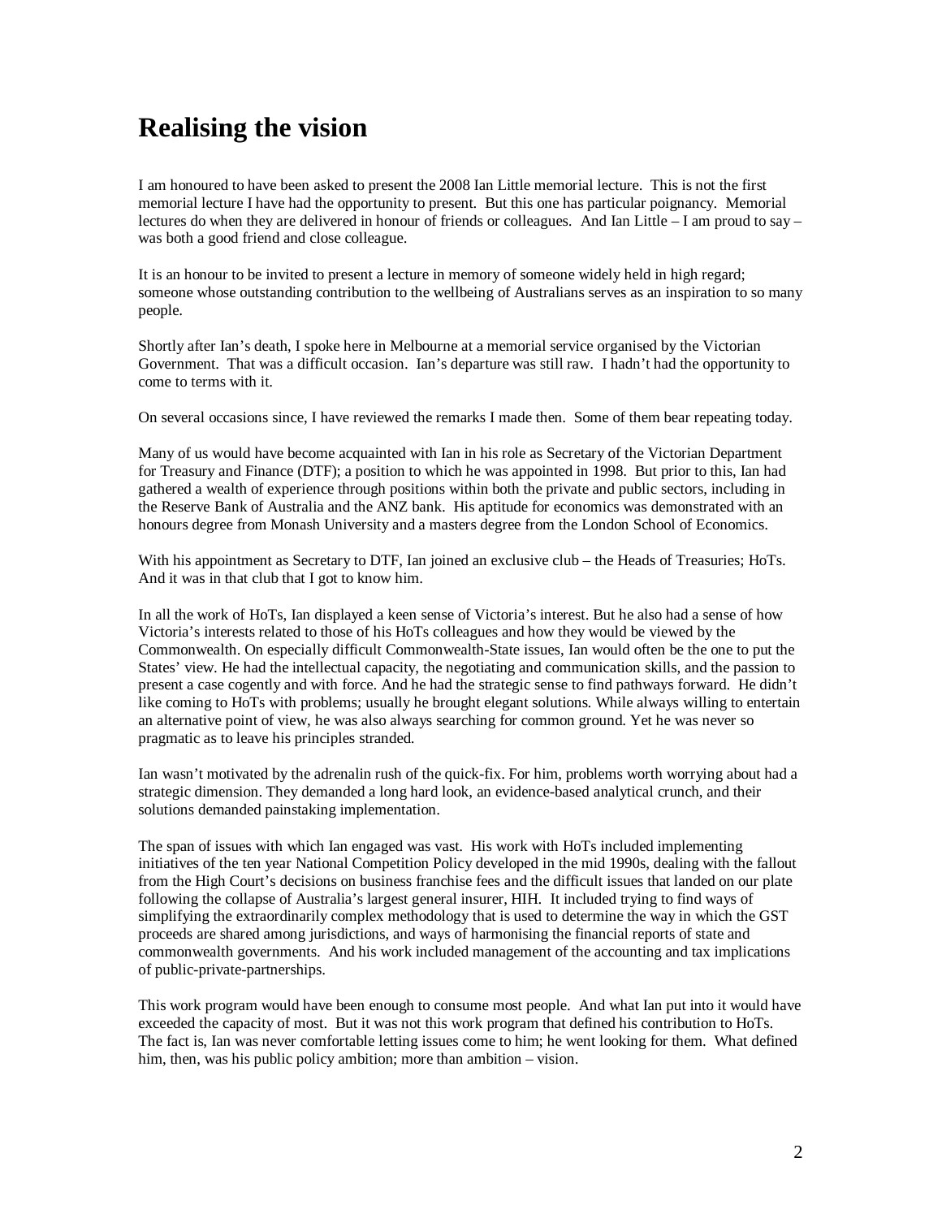# Realising the vision

I am honoured to have been asked to present the 2008 Ian Little memorial lecture. This is not the first memorial lecture I have had the opportunity to present. But this one has particular poignancy. Memorial lectures do when they are delivered in honour of friends or colleagues. And Ian Little – I am proud to say – was both a good friend and close colleague.

It is an honour to be invited to present a lecture in memory of someone widely held in high regard; someone whose outstanding contribution to the wellbeing of Australians serves as an inspiration to so many people.

Shortly after Ian's death, I spoke here in Melbourne at a memorial service organised by the Victorian Government. That was a difficult occasion. Ian's departure was still raw. I hadn't had the opportunity to come to terms with it.

On several occasions since, I have reviewed the remarks I made then. Some of them bear repeating today.

Many of us would have become acquainted with Ian in his role as Secretary of the Victorian Department for Treasury and Finance (DTF); a position to which he was appointed in 1998. But prior to this, Ian had gathered a wealth of experience through positions within both the private and public sectors, including in the Reserve Bank of Australia and the ANZ bank. His aptitude for economics was demonstrated with an honours degree from Monash University and a masters degree from the London School of Economics.

With his appointment as Secretary to DTF, Ian joined an exclusive club – the Heads of Treasuries; HoTs. And it was in that club that I got to know him.

In all the work of HoTs, Ian displayed a keen sense of Victoria's interest. But he also had a sense of how Victoria's interests related to those of his HoTs colleagues and how they would be viewed by the Commonwealth. On especially difficult Commonwealth-State issues, Ian would often be the one to put the States' view. He had the intellectual capacity, the negotiating and communication skills, and the passion to present a case cogently and with force. And he had the strategic sense to find pathways forward. He didn't like coming to HoTs with problems; usually he brought elegant solutions. While always willing to entertain an alternative point of view, he was also always searching for common ground. Yet he was never so pragmatic as to leave his principles stranded.

Ian wasn't motivated by the adrenalin rush of the quick-fix. For him, problems worth worrying about had a strategic dimension. They demanded a long hard look, an evidence-based analytical crunch, and their solutions demanded painstaking implementation.

The span of issues with which Ian engaged was vast. His work with HoTs included implementing initiatives of the ten year National Competition Policy developed in the mid 1990s, dealing with the fallout from the High Court's decisions on business franchise fees and the difficult issues that landed on our plate following the collapse of Australia's largest general insurer, HIH. It included trying to find ways of simplifying the extraordinarily complex methodology that is used to determine the way in which the GST proceeds are shared among jurisdictions, and ways of harmonising the financial reports of state and commonwealth governments. And his work included management of the accounting and tax implications of public-private-partnerships.

This work program would have been enough to consume most people. And what Ian put into it would have exceeded the capacity of most. But it was not this work program that defined his contribution to HoTs. The fact is, Ian was never comfortable letting issues come to him; he went looking for them. What defined him, then, was his public policy ambition; more than ambition – vision.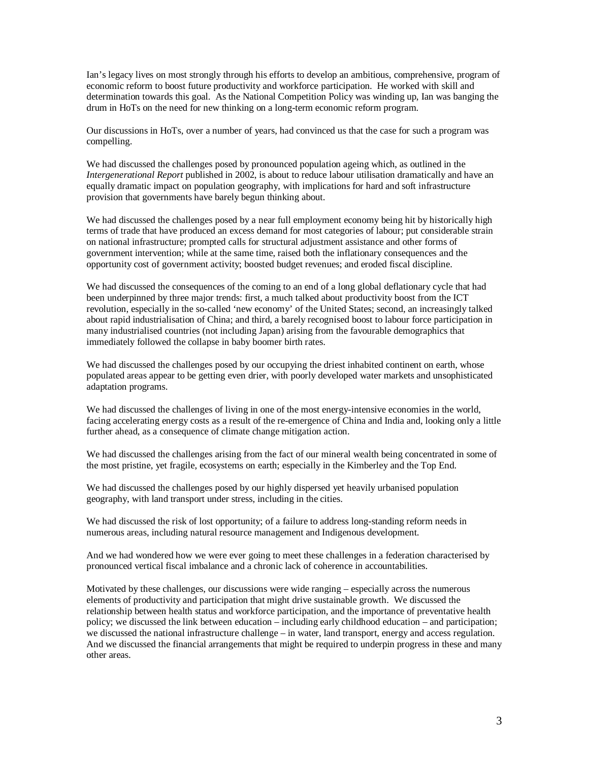Ian's legacy lives on most strongly through his efforts to develop an ambitious, comprehensive, program of economic reform to boost future productivity and workforce participation. He worked with skill and determination towards this goal. As the National Competition Policy was winding up, Ian was banging the drum in HoTs on the need for new thinking on a long-term economic reform program.

Our discussions in HoTs, over a number of years, had convinced us that the case for such a program was compelling.

We had discussed the challenges posed by pronounced population ageing which, as outlined in the *Intergenerational Report* published in 2002, is about to reduce labour utilisation dramatically and have an equally dramatic impact on population geography, with implications for hard and soft infrastructure provision that governments have barely begun thinking about.

We had discussed the challenges posed by a near full employment economy being hit by historically high terms of trade that have produced an excess demand for most categories of labour; put considerable strain on national infrastructure; prompted calls for structural adjustment assistance and other forms of government intervention; while at the same time, raised both the inflationary consequences and the opportunity cost of government activity; boosted budget revenues; and eroded fiscal discipline.

We had discussed the consequences of the coming to an end of a long global deflationary cycle that had been underpinned by three major trends: first, a much talked about productivity boost from the ICT revolution, especially in the so-called 'new economy' of the United States; second, an increasingly talked about rapid industrialisation of China; and third, a barely recognised boost to labour force participation in many industrialised countries (not including Japan) arising from the favourable demographics that immediately followed the collapse in baby boomer birth rates.

We had discussed the challenges posed by our occupying the driest inhabited continent on earth, whose populated areas appear to be getting even drier, with poorly developed water markets and unsophisticated adaptation programs.

We had discussed the challenges of living in one of the most energy-intensive economies in the world, facing accelerating energy costs as a result of the re-emergence of China and India and, looking only a little further ahead, as a consequence of climate change mitigation action.

We had discussed the challenges arising from the fact of our mineral wealth being concentrated in some of the most pristine, yet fragile, ecosystems on earth; especially in the Kimberley and the Top End.

We had discussed the challenges posed by our highly dispersed yet heavily urbanised population geography, with land transport under stress, including in the cities.

We had discussed the risk of lost opportunity; of a failure to address long-standing reform needs in numerous areas, including natural resource management and Indigenous development.

And we had wondered how we were ever going to meet these challenges in a federation characterised by pronounced vertical fiscal imbalance and a chronic lack of coherence in accountabilities.

Motivated by these challenges, our discussions were wide ranging – especially across the numerous elements of productivity and participation that might drive sustainable growth. We discussed the relationship between health status and workforce participation, and the importance of preventative health policy; we discussed the link between education – including early childhood education – and participation; we discussed the national infrastructure challenge – in water, land transport, energy and access regulation. And we discussed the financial arrangements that might be required to underpin progress in these and many other areas.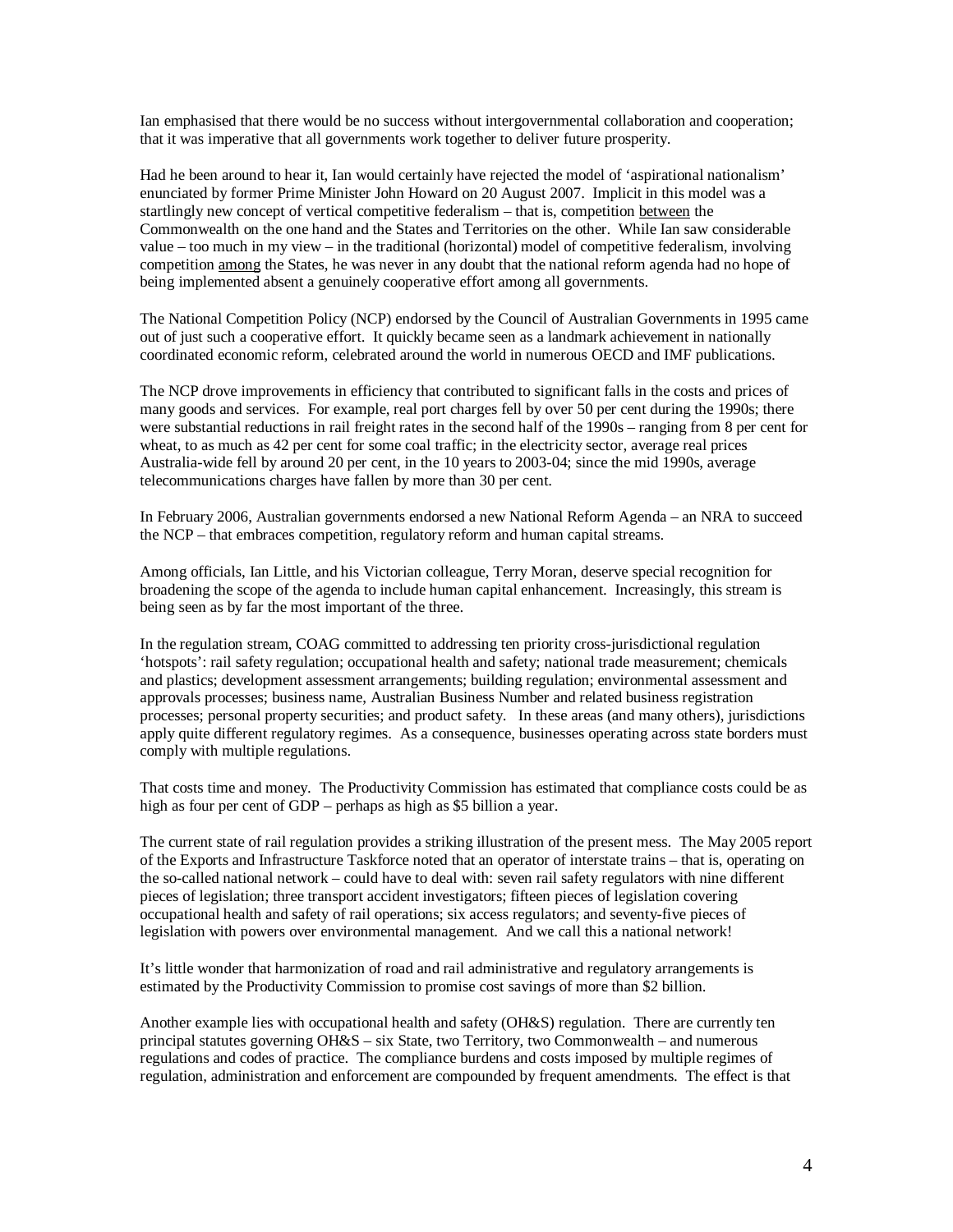Ian emphasised that there would be no success without intergovernmental collaboration and cooperation; that it was imperative that all governments work together to deliver future prosperity.

Had he been around to hear it, Ian would certainly have rejected the model of 'aspirational nationalism' enunciated by former Prime Minister John Howard on 20 August 2007. Implicit in this model was a startlingly new concept of vertical competitive federalism – that is, competition <u>between</u> the Commonwealth on the one hand and the States and Territories on the other. While Ian saw considerable value – too much in my view – in the traditional (horizontal) model of competitive federalism, involving competition <u>among</u> the States, he was never in any doubt that the national reform agenda had no hope of being implemented absent a genuinely cooperative effort among all governments.

The National Competition Policy (NCP) endorsed by the Council of Australian Governments in 1995 came out of just such a cooperative effort. It quickly became seen as a landmark achievement in nationally coordinated economic reform, celebrated around the world in numerous OECD and IMF publications.

The NCP drove improvements in efficiency that contributed to significant falls in the costs and prices of many goods and services. For example, real port charges fell by over 50 per cent during the 1990s; there were substantial reductions in rail freight rates in the second half of the 1990s – ranging from 8 per cent for wheat, to as much as 42 per cent for some coal traffic; in the electricity sector, average real prices Australia-wide fell by around 20 per cent, in the 10 years to 2003-04; since the mid 1990s, average telecommunications charges have fallen by more than 30 per cent.

In February 2006, Australian governments endorsed a new National Reform Agenda – an NRA to succeed the NCP – that embraces competition, regulatory reform and human capital streams.

Among officials, Ian Little, and his Victorian colleague, Terry Moran, deserve special recognition for broadening the scope of the agenda to include human capital enhancement. Increasingly, this stream is being seen as by far the most important of the three.

In the regulation stream, COAG committed to addressing ten priority cross-jurisdictional regulation 'hotspots': rail safety regulation; occupational health and safety; national trade measurement; chemicals and plastics; development assessment arrangements; building regulation; environmental assessment and approvals processes; business name, Australian Business Number and related business registration processes; personal property securities; and product safety. In these areas (and many others), jurisdictions apply quite different regulatory regimes. As a consequence, businesses operating across state borders must comply with multiple regulations.

That costs time and money. The Productivity Commission has estimated that compliance costs could be as high as four per cent of GDP – perhaps as high as $5 billion a year.

The current state of rail regulation provides a striking illustration of the present mess. The May 2005 report of the Exports and Infrastructure Taskforce noted that an operator of interstate trains – that is, operating on the so-called national network – could have to deal with: seven rail safety regulators with nine different pieces of legislation; three transport accident investigators; fifteen pieces of legislation covering occupational health and safety of rail operations; six access regulators; and seventy-five pieces of legislation with powers over environmental management. And we call this a national network!

It's little wonder that harmonization of road and rail administrative and regulatory arrangements is estimated by the Productivity Commission to promise cost savings of more than $2 billion.

Another example lies with occupational health and safety (OH&S) regulation. There are currently ten principal statutes governing OH&S – six State, two Territory, two Commonwealth – and numerous regulations and codes of practice. The compliance burdens and costs imposed by multiple regimes of regulation, administration and enforcement are compounded by frequent amendments. The effect is that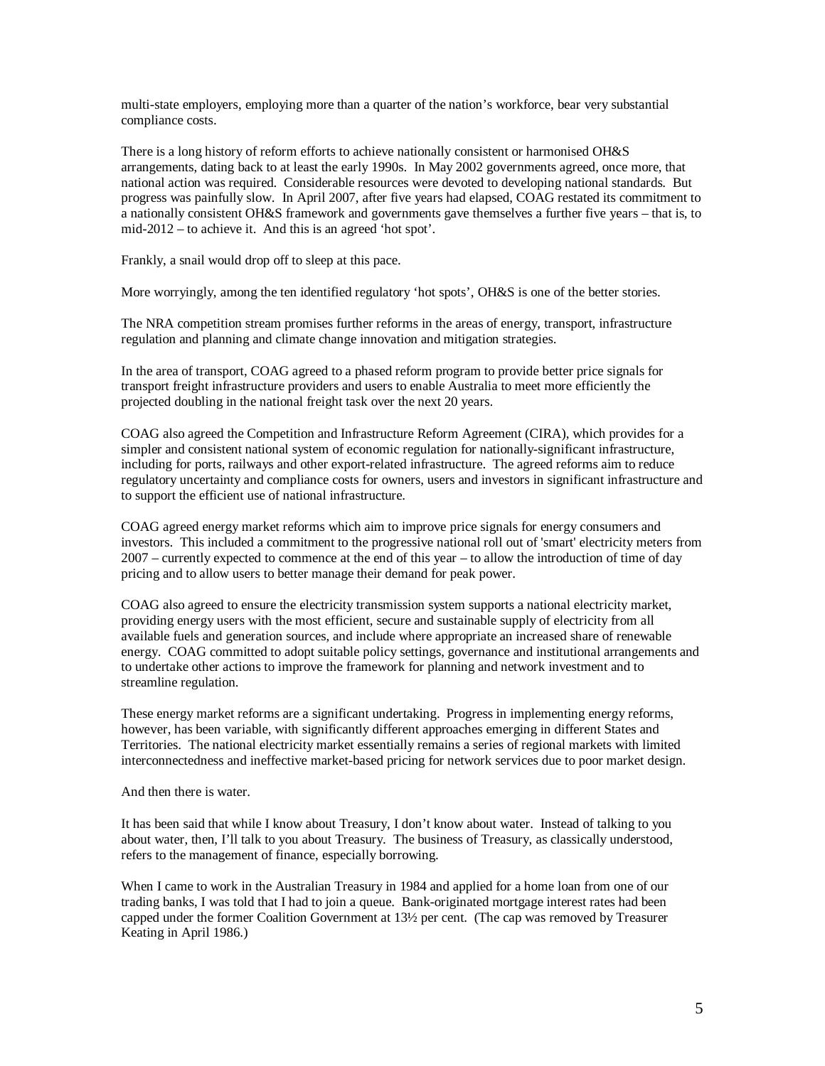multi-state employers, employing more than a quarter of the nation's workforce, bear very substantial compliance costs.

There is a long history of reform efforts to achieve nationally consistent or harmonised OH&S arrangements, dating back to at least the early 1990s. In May 2002 governments agreed, once more, that national action was required. Considerable resources were devoted to developing national standards. But progress was painfully slow. In April 2007, after five years had elapsed, COAG restated its commitment to a nationally consistent OH&S framework and governments gave themselves a further five years – that is, to mid-2012 – to achieve it. And this is an agreed 'hot spot'.

Frankly, a snail would drop off to sleep at this pace.

More worryingly, among the ten identified regulatory 'hot spots', OH&S is one of the better stories.

The NRA competition stream promises further reforms in the areas of energy, transport, infrastructure regulation and planning and climate change innovation and mitigation strategies.

In the area of transport, COAG agreed to a phased reform program to provide better price signals for transport freight infrastructure providers and users to enable Australia to meet more efficiently the projected doubling in the national freight task over the next 20 years.

COAG also agreed the Competition and Infrastructure Reform Agreement (CIRA), which provides for a simpler and consistent national system of economic regulation for nationally-significant infrastructure, including for ports, railways and other export-related infrastructure. The agreed reforms aim to reduce regulatory uncertainty and compliance costs for owners, users and investors in significant infrastructure and to support the efficient use of national infrastructure.

COAG agreed energy market reforms which aim to improve price signals for energy consumers and investors. This included a commitment to the progressive national roll out of 'smart' electricity meters from 2007 – currently expected to commence at the end of this year – to allow the introduction of time of day pricing and to allow users to better manage their demand for peak power.

COAG also agreed to ensure the electricity transmission system supports a national electricity market, providing energy users with the most efficient, secure and sustainable supply of electricity from all available fuels and generation sources, and include where appropriate an increased share of renewable energy. COAG committed to adopt suitable policy settings, governance and institutional arrangements and to undertake other actions to improve the framework for planning and network investment and to streamline regulation.

These energy market reforms are a significant undertaking. Progress in implementing energy reforms, however, has been variable, with significantly different approaches emerging in different States and Territories. The national electricity market essentially remains a series of regional markets with limited interconnectedness and ineffective market-based pricing for network services due to poor market design.

And then there is water.

It has been said that while I know about Treasury, I don't know about water. Instead of talking to you about water, then, I'll talk to you about Treasury. The business of Treasury, as classically understood, refers to the management of finance, especially borrowing.

When I came to work in the Australian Treasury in 1984 and applied for a home loan from one of our trading banks, I was told that I had to join a queue. Bank-originated mortgage interest rates had been capped under the former Coalition Government at 13½ per cent. (The cap was removed by Treasurer Keating in April 1986.)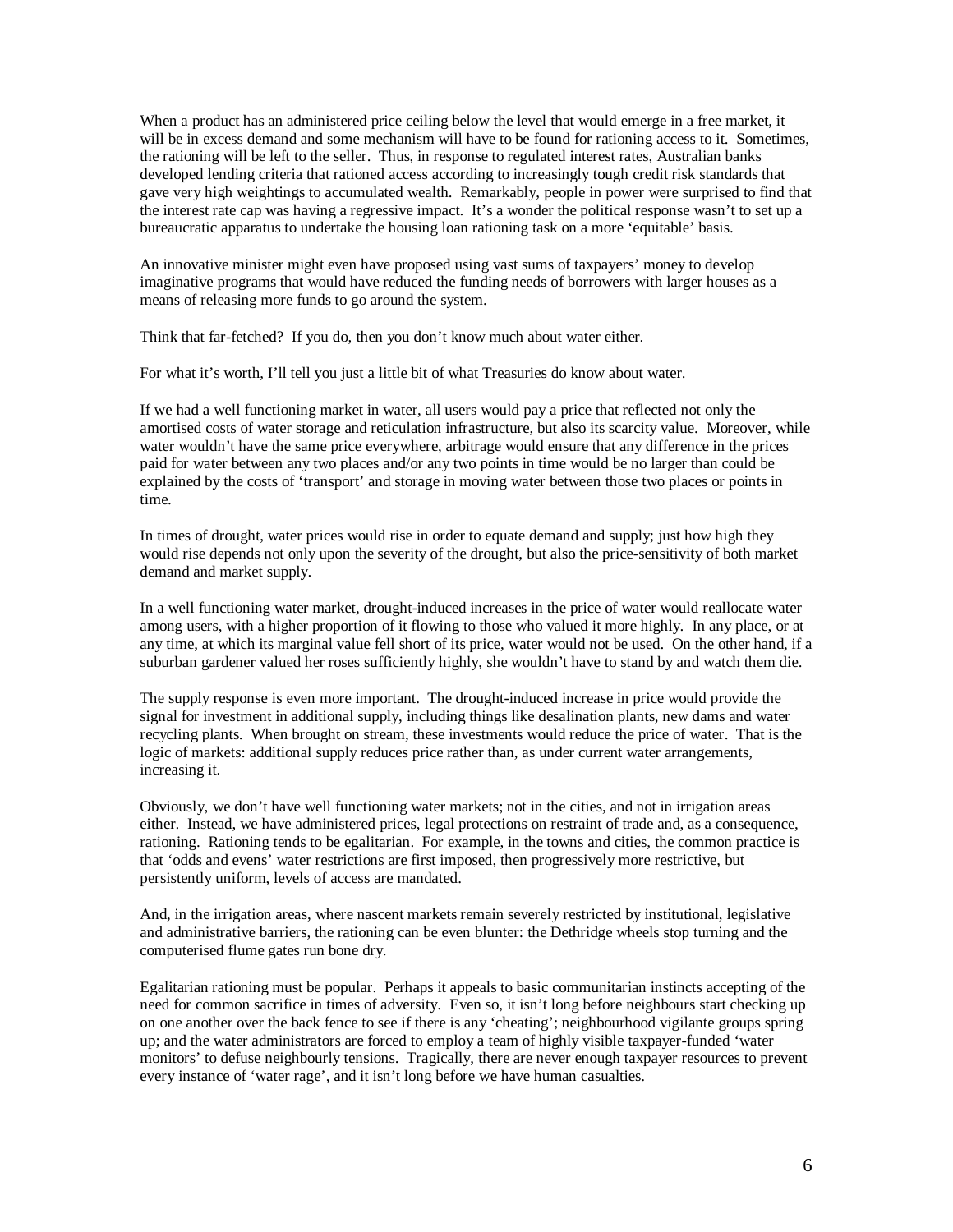When a product has an administered price ceiling below the level that would emerge in a free market, it will be in excess demand and some mechanism will have to be found for rationing access to it. Sometimes, the rationing will be left to the seller. Thus, in response to regulated interest rates, Australian banks developed lending criteria that rationed access according to increasingly tough credit risk standards that gave very high weightings to accumulated wealth. Remarkably, people in power were surprised to find that the interest rate cap was having a regressive impact. It's a wonder the political response wasn't to set up a bureaucratic apparatus to undertake the housing loan rationing task on a more 'equitable' basis.

An innovative minister might even have proposed using vast sums of taxpayers' money to develop imaginative programs that would have reduced the funding needs of borrowers with larger houses as a means of releasing more funds to go around the system.

Think that far-fetched? If you do, then you don't know much about water either.

For what it's worth, I'll tell you just a little bit of what Treasuries do know about water.

If we had a well functioning market in water, all users would pay a price that reflected not only the amortised costs of water storage and reticulation infrastructure, but also its scarcity value. Moreover, while water wouldn't have the same price everywhere, arbitrage would ensure that any difference in the prices paid for water between any two places and/or any two points in time would be no larger than could be explained by the costs of 'transport' and storage in moving water between those two places or points in time.

In times of drought, water prices would rise in order to equate demand and supply; just how high they would rise depends not only upon the severity of the drought, but also the price-sensitivity of both market demand and market supply.

In a well functioning water market, drought-induced increases in the price of water would reallocate water among users, with a higher proportion of it flowing to those who valued it more highly. In any place, or at any time, at which its marginal value fell short of its price, water would not be used. On the other hand, if a suburban gardener valued her roses sufficiently highly, she wouldn't have to stand by and watch them die.

The supply response is even more important. The drought-induced increase in price would provide the signal for investment in additional supply, including things like desalination plants, new dams and water recycling plants. When brought on stream, these investments would reduce the price of water. That is the logic of markets: additional supply reduces price rather than, as under current water arrangements, increasing it.

Obviously, we don't have well functioning water markets; not in the cities, and not in irrigation areas either. Instead, we have administered prices, legal protections on restraint of trade and, as a consequence, rationing. Rationing tends to be egalitarian. For example, in the towns and cities, the common practice is that 'odds and evens' water restrictions are first imposed, then progressively more restrictive, but persistently uniform, levels of access are mandated.

And, in the irrigation areas, where nascent markets remain severely restricted by institutional, legislative and administrative barriers, the rationing can be even blunter: the Dethridge wheels stop turning and the computerised flume gates run bone dry.

Egalitarian rationing must be popular. Perhaps it appeals to basic communitarian instincts accepting of the need for common sacrifice in times of adversity. Even so, it isn't long before neighbours start checking up on one another over the back fence to see if there is any 'cheating'; neighbourhood vigilante groups spring up; and the water administrators are forced to employ a team of highly visible taxpayer-funded 'water monitors' to defuse neighbourly tensions. Tragically, there are never enough taxpayer resources to prevent every instance of 'water rage', and it isn't long before we have human casualties.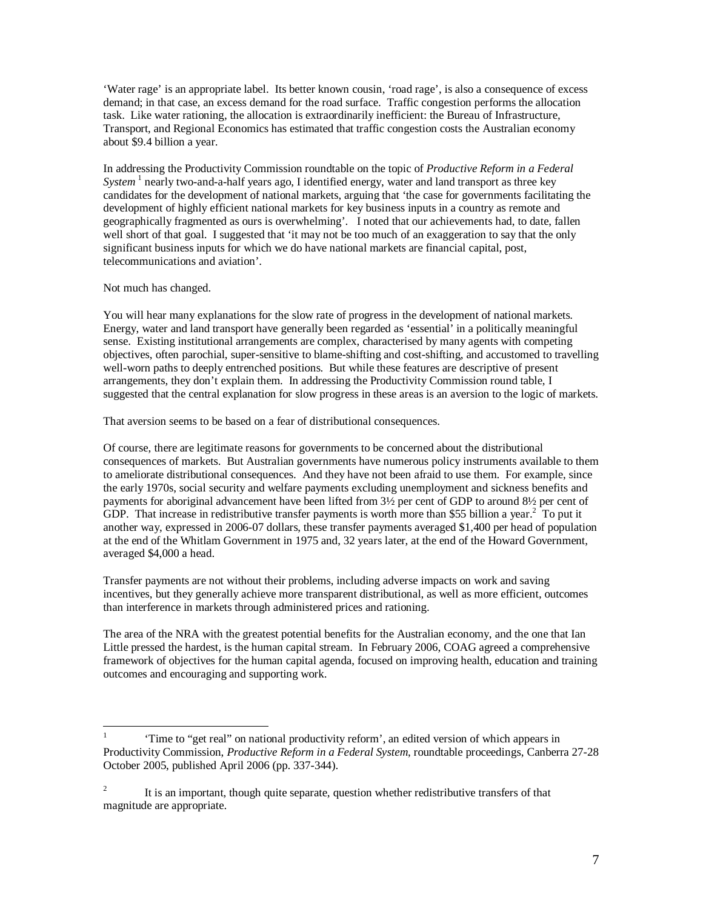'Water rage' is an appropriate label. Its better known cousin, 'road rage', is also a consequence of excess demand; in that case, an excess demand for the road surface. Traffic congestion performs the allocation task. Like water rationing, the allocation is extraordinarily inefficient: the Bureau of Infrastructure, Transport, and Regional Economics has estimated that traffic congestion costs the Australian economy about $9.4 billion a year.

In addressing the Productivity Commission roundtable on the topic of *Productive Reform in a Federal System* [1] nearly two-and-a-half years ago, I identified energy, water and land transport as three key candidates for the development of national markets, arguing that 'the case for governments facilitating the development of highly efficient national markets for key business inputs in a country as remote and geographically fragmented as ours is overwhelming'. I noted that our achievements had, to date, fallen well short of that goal. I suggested that 'it may not be too much of an exaggeration to say that the only significant business inputs for which we do have national markets are financial capital, post, telecommunications and aviation'.

Not much has changed.

You will hear many explanations for the slow rate of progress in the development of national markets. Energy, water and land transport have generally been regarded as 'essential' in a politically meaningful sense. Existing institutional arrangements are complex, characterised by many agents with competing objectives, often parochial, super-sensitive to blame-shifting and cost-shifting, and accustomed to travelling well-worn paths to deeply entrenched positions. But while these features are descriptive of present arrangements, they don't explain them. In addressing the Productivity Commission round table, I suggested that the central explanation for slow progress in these areas is an aversion to the logic of markets.

That aversion seems to be based on a fear of distributional consequences.

Of course, there are legitimate reasons for governments to be concerned about the distributional consequences of markets. But Australian governments have numerous policy instruments available to them to ameliorate distributional consequences. And they have not been afraid to use them. For example, since the early 1970s, social security and welfare payments excluding unemployment and sickness benefits and payments for aboriginal advancement have been lifted from 3½ per cent of GDP to around 8½ per cent of GDP. That increase in redistributive transfer payments is worth more than $55 billion a year.[2] To put it another way, expressed in 2006-07 dollars, these transfer payments averaged $1,400 per head of population at the end of the Whitlam Government in 1975 and, 32 years later, at the end of the Howard Government, averaged $4,000 a head.

Transfer payments are not without their problems, including adverse impacts on work and saving incentives, but they generally achieve more transparent distributional, as well as more efficient, outcomes than interference in markets through administered prices and rationing.

The area of the NRA with the greatest potential benefits for the Australian economy, and the one that Ian Little pressed the hardest, is the human capital stream. In February 2006, COAG agreed a comprehensive framework of objectives for the human capital agenda, focused on improving health, education and training outcomes and encouraging and supporting work.

---

[1] 'Time to "get real" on national productivity reform', an edited version of which appears in Productivity Commission, *Productive Reform in a Federal System*, roundtable proceedings, Canberra 27-28 October 2005, published April 2006 (pp. 337-344).

[2] It is an important, though quite separate, question whether redistributive transfers of that magnitude are appropriate.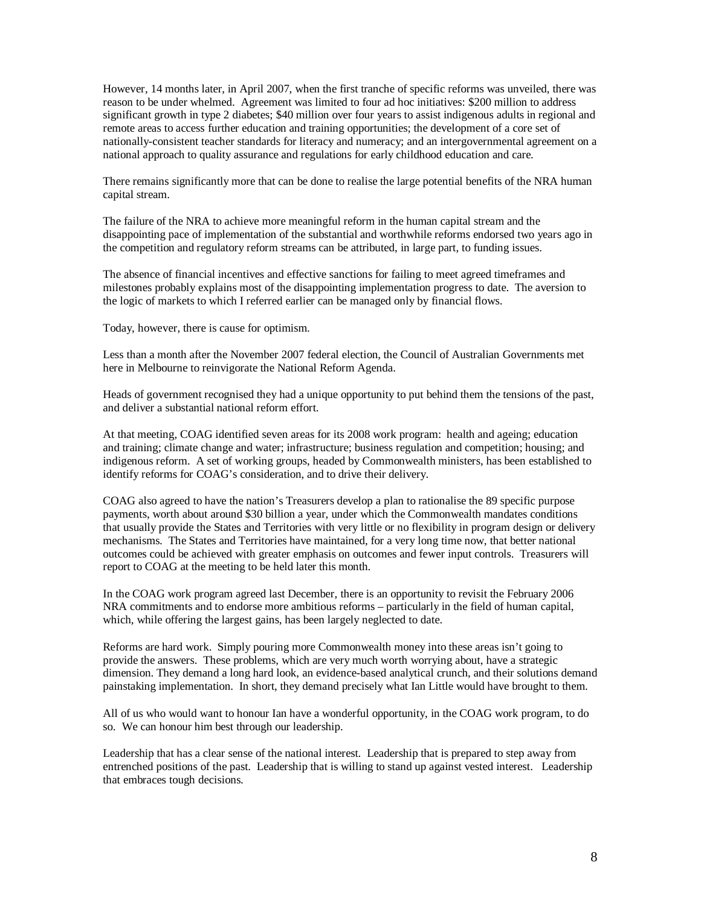However, 14 months later, in April 2007, when the first tranche of specific reforms was unveiled, there was reason to be under whelmed. Agreement was limited to four ad hoc initiatives: $200 million to address significant growth in type 2 diabetes; $40 million over four years to assist indigenous adults in regional and remote areas to access further education and training opportunities; the development of a core set of nationally-consistent teacher standards for literacy and numeracy; and an intergovernmental agreement on a national approach to quality assurance and regulations for early childhood education and care.

There remains significantly more that can be done to realise the large potential benefits of the NRA human capital stream.

The failure of the NRA to achieve more meaningful reform in the human capital stream and the disappointing pace of implementation of the substantial and worthwhile reforms endorsed two years ago in the competition and regulatory reform streams can be attributed, in large part, to funding issues.

The absence of financial incentives and effective sanctions for failing to meet agreed timeframes and milestones probably explains most of the disappointing implementation progress to date. The aversion to the logic of markets to which I referred earlier can be managed only by financial flows.

Today, however, there is cause for optimism.

Less than a month after the November 2007 federal election, the Council of Australian Governments met here in Melbourne to reinvigorate the National Reform Agenda.

Heads of government recognised they had a unique opportunity to put behind them the tensions of the past, and deliver a substantial national reform effort.

At that meeting, COAG identified seven areas for its 2008 work program: health and ageing; education and training; climate change and water; infrastructure; business regulation and competition; housing; and indigenous reform. A set of working groups, headed by Commonwealth ministers, has been established to identify reforms for COAG's consideration, and to drive their delivery.

COAG also agreed to have the nation's Treasurers develop a plan to rationalise the 89 specific purpose payments, worth about around $30 billion a year, under which the Commonwealth mandates conditions that usually provide the States and Territories with very little or no flexibility in program design or delivery mechanisms. The States and Territories have maintained, for a very long time now, that better national outcomes could be achieved with greater emphasis on outcomes and fewer input controls. Treasurers will report to COAG at the meeting to be held later this month.

In the COAG work program agreed last December, there is an opportunity to revisit the February 2006 NRA commitments and to endorse more ambitious reforms – particularly in the field of human capital, which, while offering the largest gains, has been largely neglected to date.

Reforms are hard work. Simply pouring more Commonwealth money into these areas isn't going to provide the answers. These problems, which are very much worth worrying about, have a strategic dimension. They demand a long hard look, an evidence-based analytical crunch, and their solutions demand painstaking implementation. In short, they demand precisely what Ian Little would have brought to them.

All of us who would want to honour Ian have a wonderful opportunity, in the COAG work program, to do so. We can honour him best through our leadership.

Leadership that has a clear sense of the national interest. Leadership that is prepared to step away from entrenched positions of the past. Leadership that is willing to stand up against vested interest. Leadership that embraces tough decisions.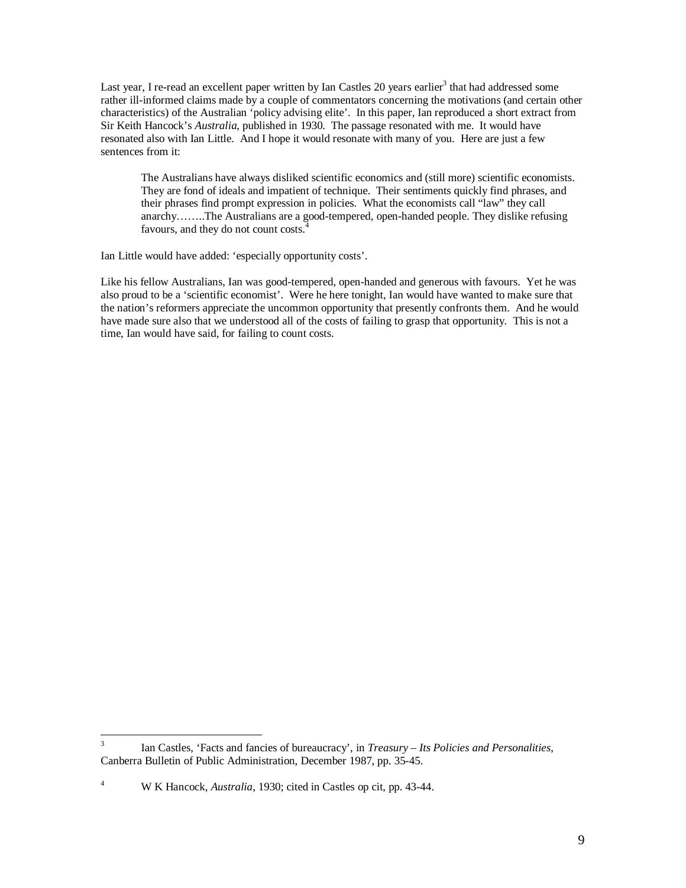Last year, I re-read an excellent paper written by Ian Castles 20 years earlier[3] that had addressed some rather ill-informed claims made by a couple of commentators concerning the motivations (and certain other characteristics) of the Australian 'policy advising elite'. In this paper, Ian reproduced a short extract from Sir Keith Hancock's *Australia*, published in 1930. The passage resonated with me. It would have resonated also with Ian Little. And I hope it would resonate with many of you. Here are just a few sentences from it:

> The Australians have always disliked scientific economics and (still more) scientific economists. They are fond of ideals and impatient of technique. Their sentiments quickly find phrases, and their phrases find prompt expression in policies. What the economists call "law" they call anarchy……..The Australians are a good-tempered, open-handed people. They dislike refusing favours, and they do not count costs.[4]

Ian Little would have added: 'especially opportunity costs'.

Like his fellow Australians, Ian was good-tempered, open-handed and generous with favours. Yet he was also proud to be a 'scientific economist'. Were he here tonight, Ian would have wanted to make sure that the nation's reformers appreciate the uncommon opportunity that presently confronts them. And he would have made sure also that we understood all of the costs of failing to grasp that opportunity. This is not a time, Ian would have said, for failing to count costs.

---

[3] Ian Castles, 'Facts and fancies of bureaucracy', in *Treasury – Its Policies and Personalities*, Canberra Bulletin of Public Administration, December 1987, pp. 35-45.

[4] W K Hancock, *Australia*, 1930; cited in Castles op cit, pp. 43-44.